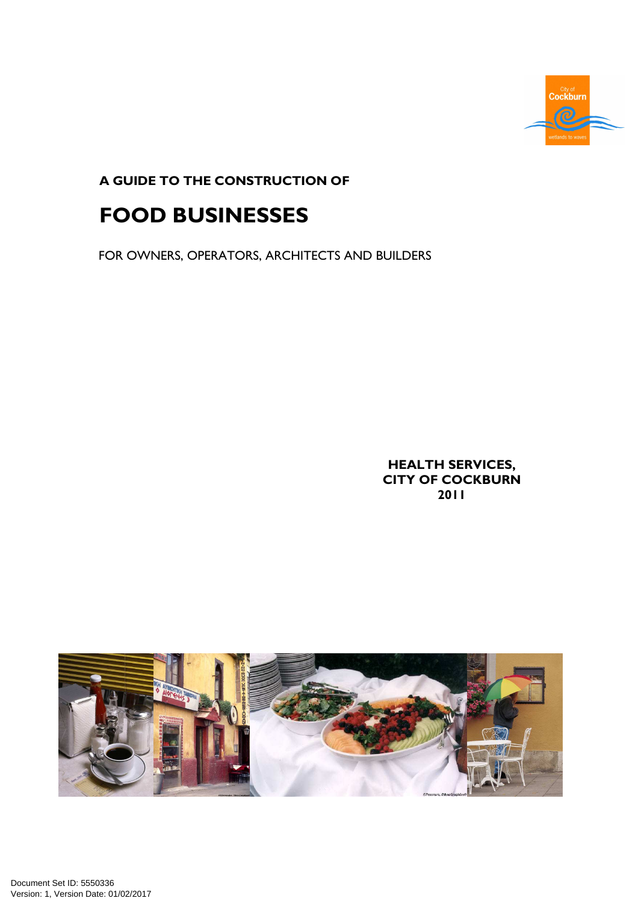A GUIDE TO THE CONSTRUCTION OF

# FOOD BUSINESSES

FOR OWNERS, OPERATORS, ARCHITECTS AND BUILDERS

**HEALTH SERVICES,**
**CITY OF COCKBURN**
**2011**

Document Set ID: 5550336
Version: 1, Version Date: 01/02/2017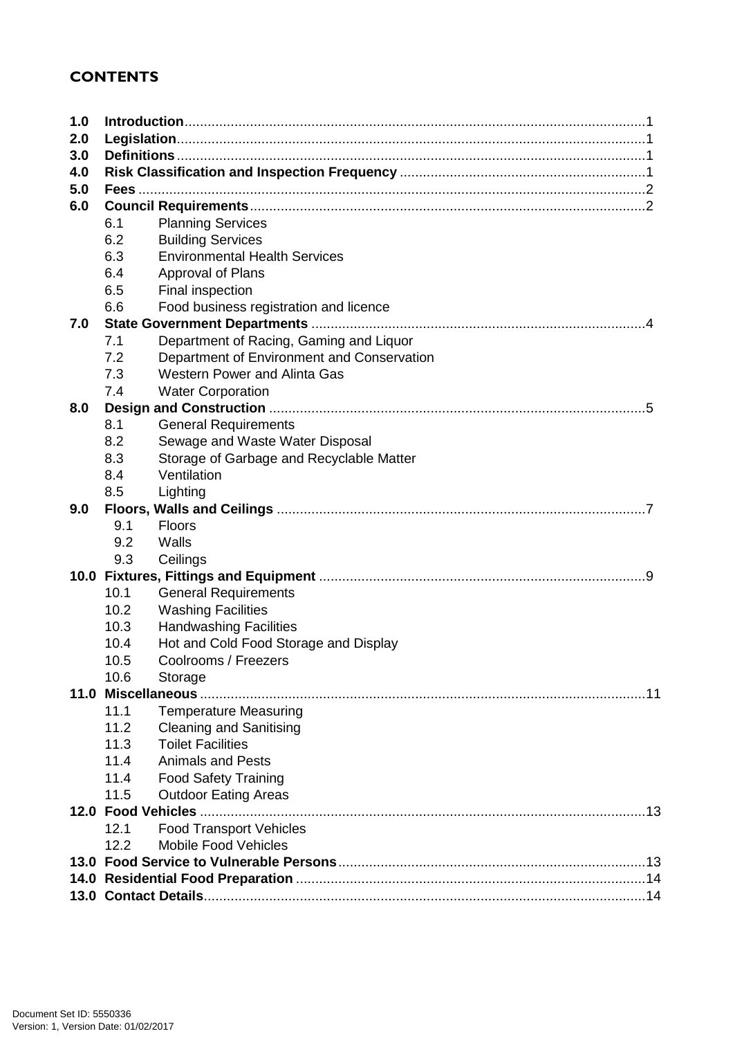# CONTENTS

**1.0 Introduction** ........................................................................................................................1
**2.0 Legislation** ........................................................................................................................1
**3.0 Definitions** ........................................................................................................................1
**4.0 Risk Classification and Inspection Frequency** ................................................................1
**5.0 Fees** ....................................................................................................................................2
**6.0 Council Requirements** .......................................................................................................2

- 6.1 Planning Services
- 6.2 Building Services
- 6.3 Environmental Health Services
- 6.4 Approval of Plans
- 6.5 Final inspection
- 6.6 Food business registration and licence

**7.0 State Government Departments** .......................................................................................4

- 7.1 Department of Racing, Gaming and Liquor
- 7.2 Department of Environment and Conservation
- 7.3 Western Power and Alinta Gas
- 7.4 Water Corporation

**8.0 Design and Construction** ..................................................................................................5

- 8.1 General Requirements
- 8.2 Sewage and Waste Water Disposal
- 8.3 Storage of Garbage and Recyclable Matter
- 8.4 Ventilation
- 8.5 Lighting

**9.0 Floors, Walls and Ceilings** ................................................................................................7

- 9.1 Floors
- 9.2 Walls
- 9.3 Ceilings

**10.0 Fixtures, Fittings and Equipment** .....................................................................................9

- 10.1 General Requirements
- 10.2 Washing Facilities
- 10.3 Handwashing Facilities
- 10.4 Hot and Cold Food Storage and Display
- 10.5 Coolrooms / Freezers
- 10.6 Storage

**11.0 Miscellaneous** ....................................................................................................................11

- 11.1 Temperature Measuring
- 11.2 Cleaning and Sanitising
- 11.3 Toilet Facilities
- 11.4 Animals and Pests
- 11.4 Food Safety Training
- 11.5 Outdoor Eating Areas

**12.0 Food Vehicles** ....................................................................................................................13

- 12.1 Food Transport Vehicles
- 12.2 Mobile Food Vehicles

**13.0 Food Service to Vulnerable Persons** ................................................................................13
**14.0 Residential Food Preparation** ...........................................................................................14
**13.0 Contact Details** ...................................................................................................................14

Document Set ID: 5550336
Version: 1, Version Date: 01/02/2017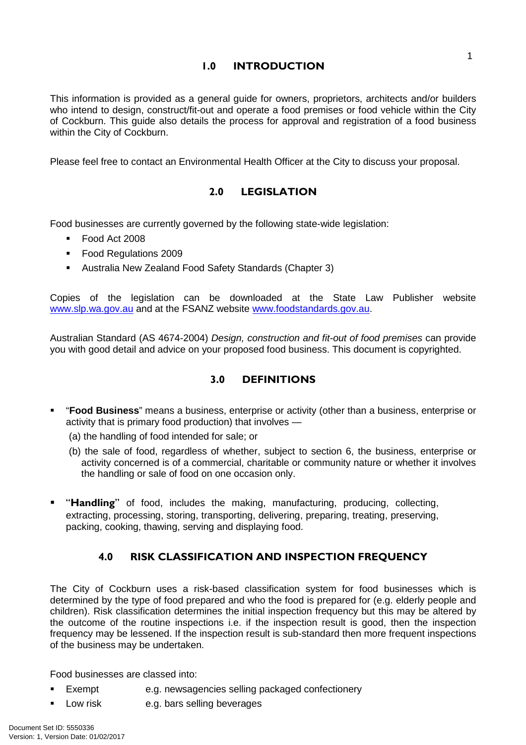## 1.0 INTRODUCTION

This information is provided as a general guide for owners, proprietors, architects and/or builders who intend to design, construct/fit-out and operate a food premises or food vehicle within the City of Cockburn. This guide also details the process for approval and registration of a food business within the City of Cockburn.

Please feel free to contact an Environmental Health Officer at the City to discuss your proposal.

## 2.0 LEGISLATION

Food businesses are currently governed by the following state-wide legislation:

- Food Act 2008
- Food Regulations 2009
- Australia New Zealand Food Safety Standards (Chapter 3)

Copies of the legislation can be downloaded at the State Law Publisher website [www.slp.wa.gov.au](http://www.slp.wa.gov.au) and at the FSANZ website [www.foodstandards.gov.au](http://www.foodstandards.gov.au).

Australian Standard (AS 4674-2004) *Design, construction and fit-out of food premises* can provide you with good detail and advice on your proposed food business. This document is copyrighted.

## 3.0 DEFINITIONS

- "**Food Business**" means a business, enterprise or activity (other than a business, enterprise or activity that is primary food production) that involves —
  - (a) the handling of food intended for sale; or
  - (b) the sale of food, regardless of whether, subject to section 6, the business, enterprise or activity concerned is of a commercial, charitable or community nature or whether it involves the handling or sale of food on one occasion only.
- "**Handling**" of food, includes the making, manufacturing, producing, collecting, extracting, processing, storing, transporting, delivering, preparing, treating, preserving, packing, cooking, thawing, serving and displaying food.

## 4.0 RISK CLASSIFICATION AND INSPECTION FREQUENCY

The City of Cockburn uses a risk-based classification system for food businesses which is determined by the type of food prepared and who the food is prepared for (e.g. elderly people and children). Risk classification determines the initial inspection frequency but this may be altered by the outcome of the routine inspections i.e. if the inspection result is good, then the inspection frequency may be lessened. If the inspection result is sub-standard then more frequent inspections of the business may be undertaken.

Food businesses are classed into:

- Exempt e.g. newsagencies selling packaged confectionery
- Low risk e.g. bars selling beverages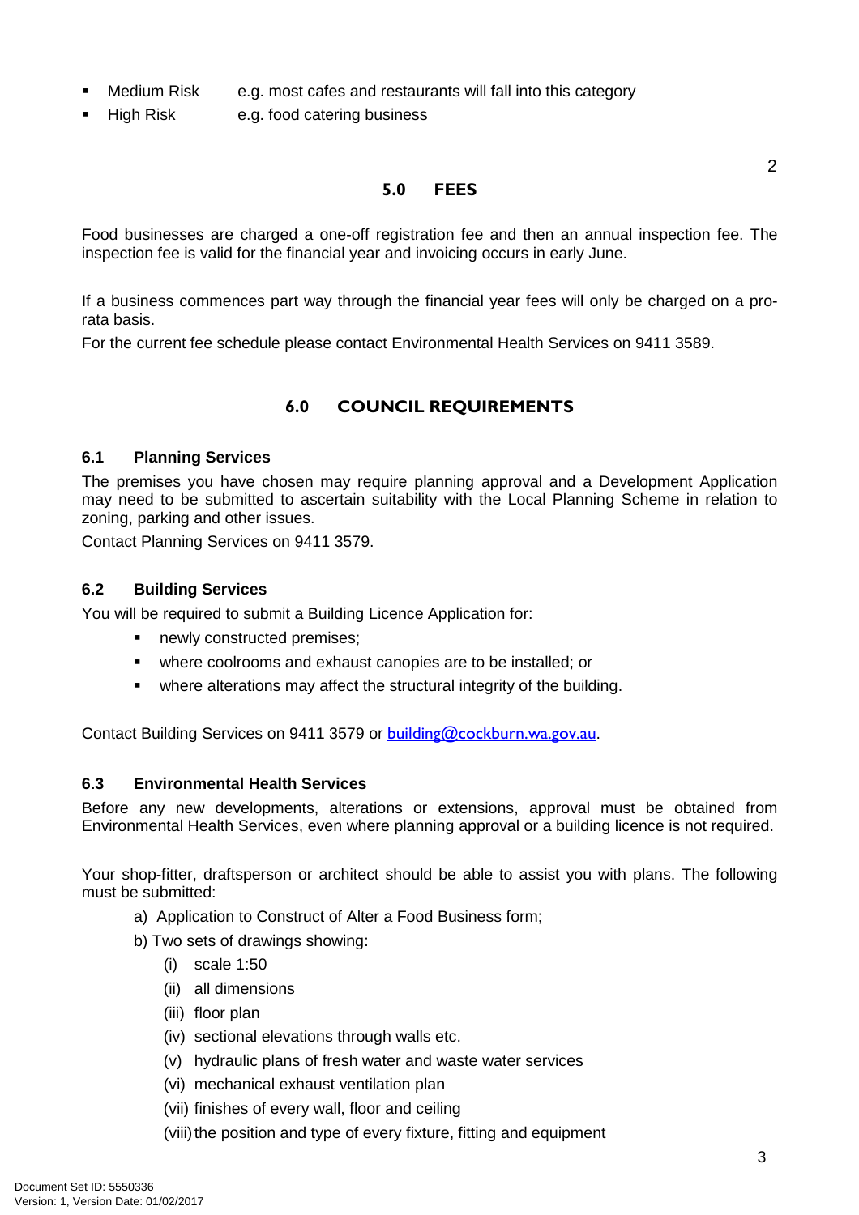- Medium Risk e.g. most cafes and restaurants will fall into this category
- High Risk e.g. food catering business

## 5.0 FEES

Food businesses are charged a one-off registration fee and then an annual inspection fee. The inspection fee is valid for the financial year and invoicing occurs in early June.

If a business commences part way through the financial year fees will only be charged on a pro-rata basis.

For the current fee schedule please contact Environmental Health Services on 9411 3589.

## 6.0 COUNCIL REQUIREMENTS

### 6.1 Planning Services

The premises you have chosen may require planning approval and a Development Application may need to be submitted to ascertain suitability with the Local Planning Scheme in relation to zoning, parking and other issues.

Contact Planning Services on 9411 3579.

### 6.2 Building Services

You will be required to submit a Building Licence Application for:

- newly constructed premises;
- where coolrooms and exhaust canopies are to be installed; or
- where alterations may affect the structural integrity of the building.

Contact Building Services on 9411 3579 or building@cockburn.wa.gov.au.

### 6.3 Environmental Health Services

Before any new developments, alterations or extensions, approval must be obtained from Environmental Health Services, even where planning approval or a building licence is not required.

Your shop-fitter, draftsperson or architect should be able to assist you with plans. The following must be submitted:

a) Application to Construct of Alter a Food Business form;

b) Two sets of drawings showing:

  (i) scale 1:50
  (ii) all dimensions
  (iii) floor plan
  (iv) sectional elevations through walls etc.
  (v) hydraulic plans of fresh water and waste water services
  (vi) mechanical exhaust ventilation plan
  (vii) finishes of every wall, floor and ceiling
  (viii) the position and type of every fixture, fitting and equipment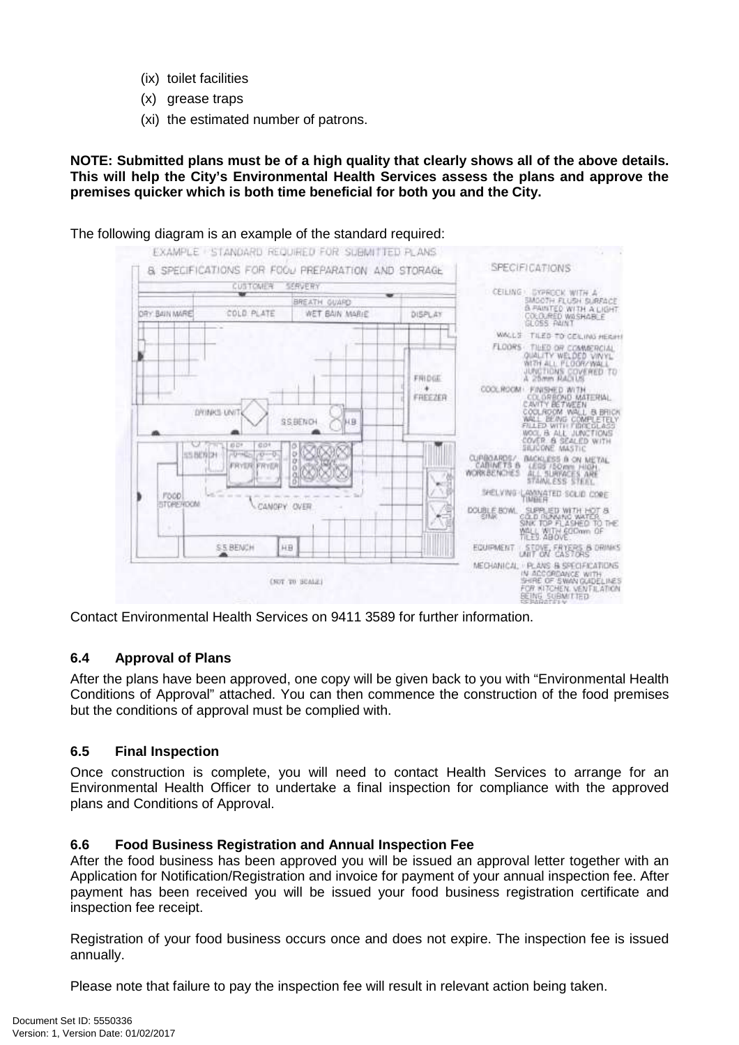(ix) toilet facilities
(x) grease traps
(xi) the estimated number of patrons.

**NOTE: Submitted plans must be of a high quality that clearly shows all of the above details. This will help the City's Environmental Health Services assess the plans and approve the premises quicker which is both time beneficial for both you and the City.**

The following diagram is an example of the standard required:

Contact Environmental Health Services on 9411 3589 for further information.

### 6.4 Approval of Plans

After the plans have been approved, one copy will be given back to you with "Environmental Health Conditions of Approval" attached. You can then commence the construction of the food premises but the conditions of approval must be complied with.

### 6.5 Final Inspection

Once construction is complete, you will need to contact Health Services to arrange for an Environmental Health Officer to undertake a final inspection for compliance with the approved plans and Conditions of Approval.

### 6.6 Food Business Registration and Annual Inspection Fee

After the food business has been approved you will be issued an approval letter together with an Application for Notification/Registration and invoice for payment of your annual inspection fee. After payment has been received you will be issued your food business registration certificate and inspection fee receipt.

Registration of your food business occurs once and does not expire. The inspection fee is issued annually.

Please note that failure to pay the inspection fee will result in relevant action being taken.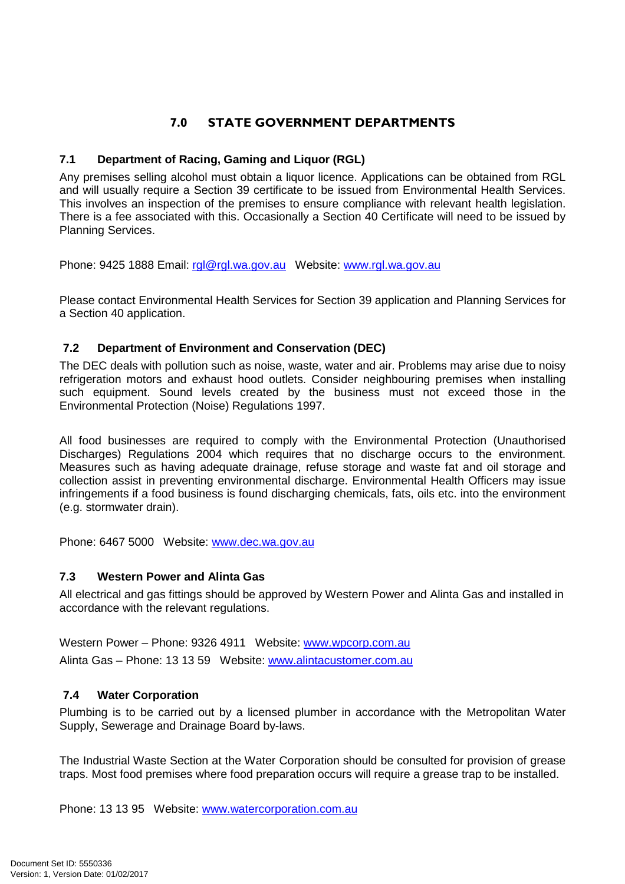## 7.0 STATE GOVERNMENT DEPARTMENTS

### 7.1 Department of Racing, Gaming and Liquor (RGL)

Any premises selling alcohol must obtain a liquor licence. Applications can be obtained from RGL and will usually require a Section 39 certificate to be issued from Environmental Health Services. This involves an inspection of the premises to ensure compliance with relevant health legislation. There is a fee associated with this. Occasionally a Section 40 Certificate will need to be issued by Planning Services.

Phone: 9425 1888 Email: rgl@rgl.wa.gov.au Website: www.rgl.wa.gov.au

Please contact Environmental Health Services for Section 39 application and Planning Services for a Section 40 application.

### 7.2 Department of Environment and Conservation (DEC)

The DEC deals with pollution such as noise, waste, water and air. Problems may arise due to noisy refrigeration motors and exhaust hood outlets. Consider neighbouring premises when installing such equipment. Sound levels created by the business must not exceed those in the Environmental Protection (Noise) Regulations 1997.

All food businesses are required to comply with the Environmental Protection (Unauthorised Discharges) Regulations 2004 which requires that no discharge occurs to the environment. Measures such as having adequate drainage, refuse storage and waste fat and oil storage and collection assist in preventing environmental discharge. Environmental Health Officers may issue infringements if a food business is found discharging chemicals, fats, oils etc. into the environment (e.g. stormwater drain).

Phone: 6467 5000 Website: www.dec.wa.gov.au

### 7.3 Western Power and Alinta Gas

All electrical and gas fittings should be approved by Western Power and Alinta Gas and installed in accordance with the relevant regulations.

Western Power – Phone: 9326 4911 Website: www.wpcorp.com.au
Alinta Gas – Phone: 13 13 59 Website: www.alintacustomer.com.au

### 7.4 Water Corporation

Plumbing is to be carried out by a licensed plumber in accordance with the Metropolitan Water Supply, Sewerage and Drainage Board by-laws.

The Industrial Waste Section at the Water Corporation should be consulted for provision of grease traps. Most food premises where food preparation occurs will require a grease trap to be installed.

Phone: 13 13 95 Website: www.watercorporation.com.au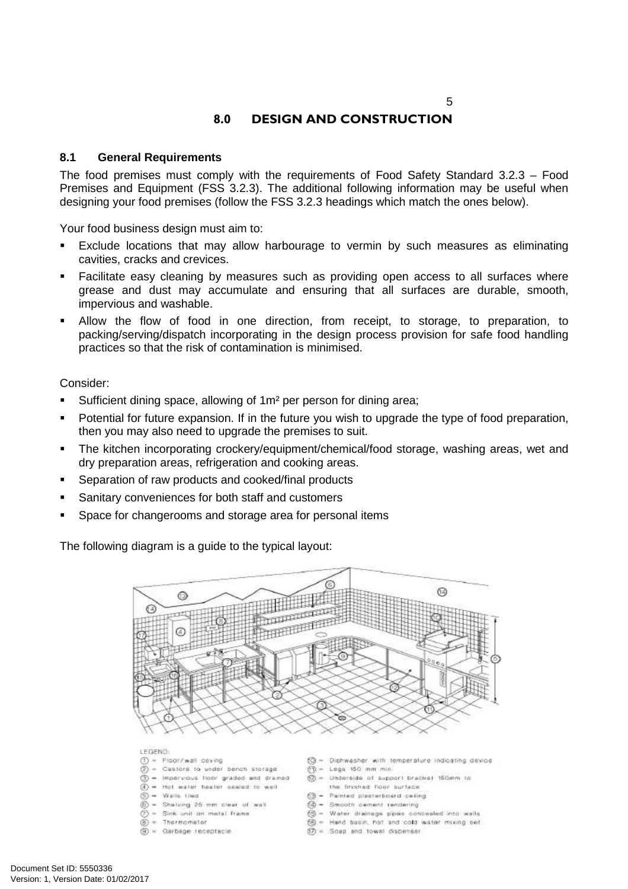## 8.0 DESIGN AND CONSTRUCTION

### 8.1 General Requirements

The food premises must comply with the requirements of Food Safety Standard 3.2.3 – Food Premises and Equipment (FSS 3.2.3). The additional following information may be useful when designing your food premises (follow the FSS 3.2.3 headings which match the ones below).

Your food business design must aim to:

- Exclude locations that may allow harbourage to vermin by such measures as eliminating cavities, cracks and crevices.
- Facilitate easy cleaning by measures such as providing open access to all surfaces where grease and dust may accumulate and ensuring that all surfaces are durable, smooth, impervious and washable.
- Allow the flow of food in one direction, from receipt, to storage, to preparation, to packing/serving/dispatch incorporating in the design process provision for safe food handling practices so that the risk of contamination is minimised.

Consider:

- Sufficient dining space, allowing of 1m² per person for dining area;
- Potential for future expansion. If in the future you wish to upgrade the type of food preparation, then you may also need to upgrade the premises to suit.
- The kitchen incorporating crockery/equipment/chemical/food storage, washing areas, wet and dry preparation areas, refrigeration and cooking areas.
- Separation of raw products and cooked/final products
- Sanitary conveniences for both staff and customers
- Space for changerooms and storage area for personal items

The following diagram is a guide to the typical layout:

LEGEND:

1. Floor/wall coving
2. Castors to under bench storage
3. Impervious floor graded and drained
4. Hot water heater sealed to wall
5. Walls tiled
6. Shelving 25 mm clear of wall
7. Sink unit on metal frame
8. Thermometer
9. Garbage receptacle
10. Dishwasher with temperature indicating device
11. Legs 150 mm min.
12. Underside of support bracket 150mm to the finished floor surface
13. Painted plasterboard ceiling
14. Smooth cement rendering
15. Water drainage pipes concealed into walls
16. Hand basin, hot and cold water mixing set
17. Soap and towel dispenser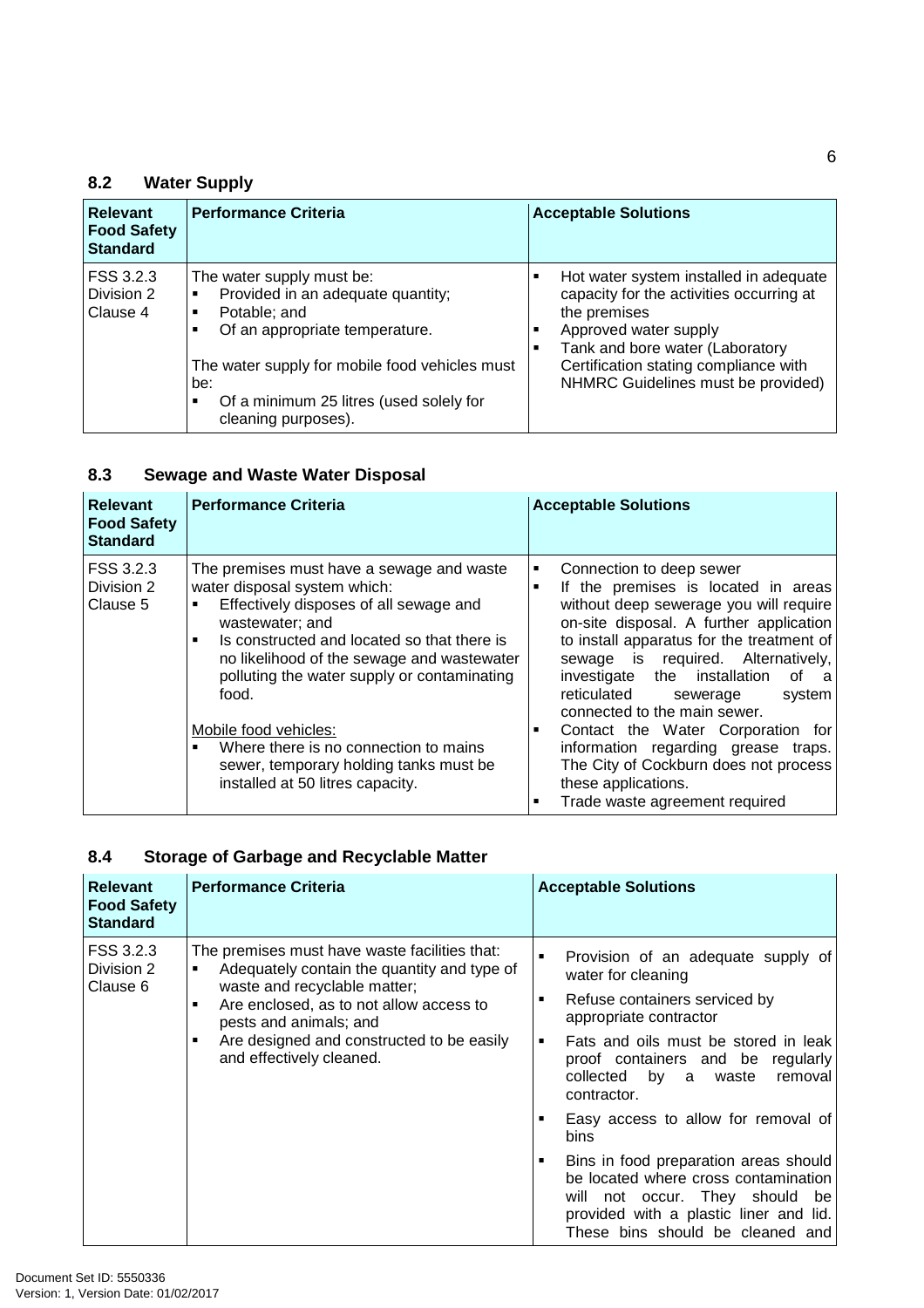## 8.2 Water Supply

| Relevant Food Safety Standard | Performance Criteria | Acceptable Solutions |
|---|---|---|
| FSS 3.2.3 Division 2 Clause 4 | The water supply must be:<br>▪ Provided in an adequate quantity;<br>▪ Potable; and<br>▪ Of an appropriate temperature.<br><br>The water supply for mobile food vehicles must be:<br>▪ Of a minimum 25 litres (used solely for cleaning purposes). | ▪ Hot water system installed in adequate capacity for the activities occurring at the premises<br>▪ Approved water supply<br>▪ Tank and bore water (Laboratory Certification stating compliance with NHMRC Guidelines must be provided) |

## 8.3 Sewage and Waste Water Disposal

| Relevant Food Safety Standard | Performance Criteria | Acceptable Solutions |
|---|---|---|
| FSS 3.2.3 Division 2 Clause 5 | The premises must have a sewage and waste water disposal system which:<br>▪ Effectively disposes of all sewage and wastewater; and<br>▪ Is constructed and located so that there is no likelihood of the sewage and wastewater polluting the water supply or contaminating food.<br><br>Mobile food vehicles:<br>▪ Where there is no connection to mains sewer, temporary holding tanks must be installed at 50 litres capacity. | ▪ Connection to deep sewer<br>▪ If the premises is located in areas without deep sewerage you will require on-site disposal. A further application to install apparatus for the treatment of sewage is required. Alternatively, investigate the installation of a reticulated sewerage system connected to the main sewer.<br>▪ Contact the Water Corporation for information regarding grease traps. The City of Cockburn does not process these applications.<br>▪ Trade waste agreement required |

## 8.4 Storage of Garbage and Recyclable Matter

| Relevant Food Safety Standard | Performance Criteria | Acceptable Solutions |
|---|---|---|
| FSS 3.2.3 Division 2 Clause 6 | The premises must have waste facilities that:<br>▪ Adequately contain the quantity and type of waste and recyclable matter;<br>▪ Are enclosed, as to not allow access to pests and animals; and<br>▪ Are designed and constructed to be easily and effectively cleaned. | ▪ Provision of an adequate supply of water for cleaning<br>▪ Refuse containers serviced by appropriate contractor<br>▪ Fats and oils must be stored in leak proof containers and be regularly collected by a waste removal contractor.<br>▪ Easy access to allow for removal of bins<br>▪ Bins in food preparation areas should be located where cross contamination will not occur. They should be provided with a plastic liner and lid. These bins should be cleaned and |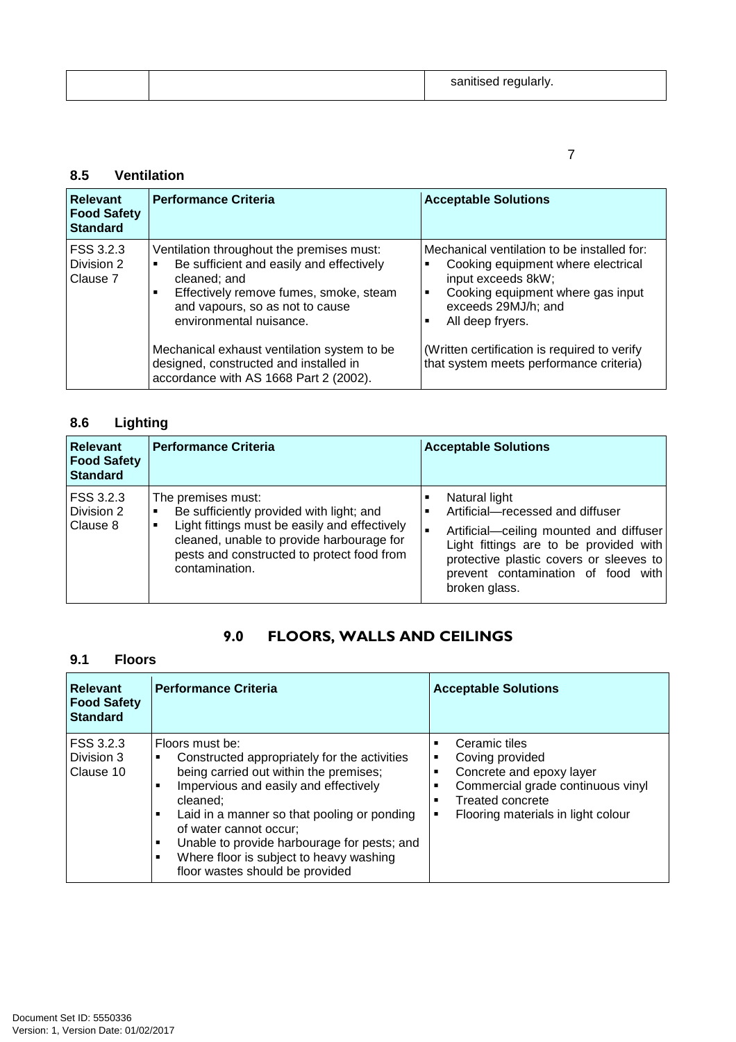| | | sanitised regularly. |
|---|---|---|

### 8.5 Ventilation

| Relevant Food Safety Standard | Performance Criteria | Acceptable Solutions |
|---|---|---|
| FSS 3.2.3 Division 2 Clause 7 | Ventilation throughout the premises must:<br>▪ Be sufficient and easily and effectively cleaned; and<br>▪ Effectively remove fumes, smoke, steam and vapours, so as not to cause environmental nuisance.<br><br>Mechanical exhaust ventilation system to be designed, constructed and installed in accordance with AS 1668 Part 2 (2002). | Mechanical ventilation to be installed for:<br>▪ Cooking equipment where electrical input exceeds 8kW;<br>▪ Cooking equipment where gas input exceeds 29MJ/h; and<br>▪ All deep fryers.<br><br>(Written certification is required to verify that system meets performance criteria) |

### 8.6 Lighting

| Relevant Food Safety Standard | Performance Criteria | Acceptable Solutions |
|---|---|---|
| FSS 3.2.3 Division 2 Clause 8 | The premises must:<br>▪ Be sufficiently provided with light; and<br>▪ Light fittings must be easily and effectively cleaned, unable to provide harbourage for pests and constructed to protect food from contamination. | ▪ Natural light<br>▪ Artificial—recessed and diffuser<br>▪ Artificial—ceiling mounted and diffuser Light fittings are to be provided with protective plastic covers or sleeves to prevent contamination of food with broken glass. |

## 9.0 FLOORS, WALLS AND CEILINGS

### 9.1 Floors

| Relevant Food Safety Standard | Performance Criteria | Acceptable Solutions |
|---|---|---|
| FSS 3.2.3 Division 3 Clause 10 | Floors must be:<br>▪ Constructed appropriately for the activities being carried out within the premises;<br>▪ Impervious and easily and effectively cleaned;<br>▪ Laid in a manner so that pooling or ponding of water cannot occur;<br>▪ Unable to provide harbourage for pests; and<br>▪ Where floor is subject to heavy washing floor wastes should be provided | ▪ Ceramic tiles<br>▪ Coving provided<br>▪ Concrete and epoxy layer<br>▪ Commercial grade continuous vinyl<br>▪ Treated concrete<br>▪ Flooring materials in light colour |

Document Set ID: 5550336
Version: 1, Version Date: 01/02/2017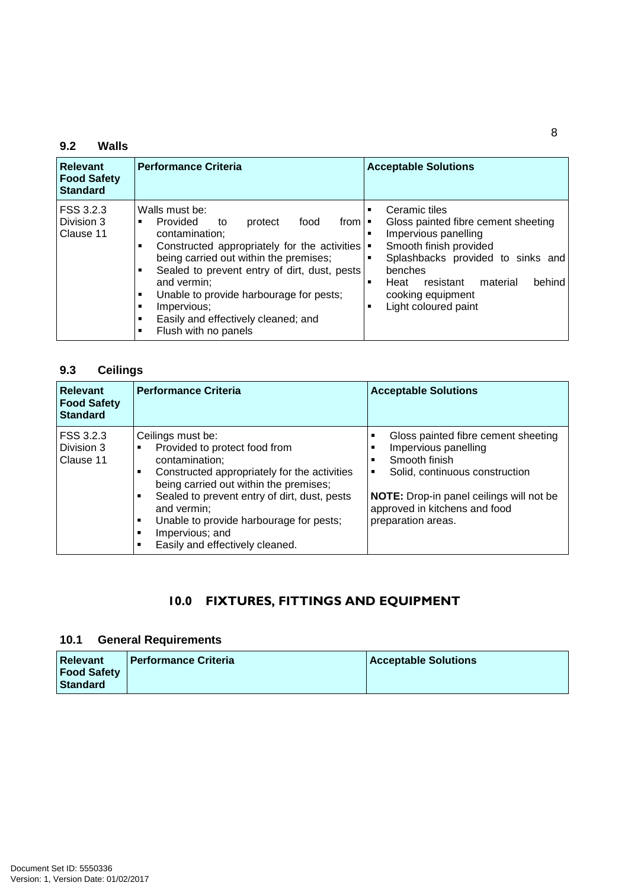### 9.2 Walls

| Relevant Food Safety Standard | Performance Criteria | Acceptable Solutions |
|---|---|---|
| FSS 3.2.3 Division 3 Clause 11 | Walls must be:<br>▪ Provided to protect food from contamination;<br>▪ Constructed appropriately for the activities being carried out within the premises;<br>▪ Sealed to prevent entry of dirt, dust, pests and vermin;<br>▪ Unable to provide harbourage for pests;<br>▪ Impervious;<br>▪ Easily and effectively cleaned; and<br>▪ Flush with no panels | ▪ Ceramic tiles<br>▪ Gloss painted fibre cement sheeting<br>▪ Impervious panelling<br>▪ Smooth finish provided<br>▪ Splashbacks provided to sinks and benches<br>▪ Heat resistant material behind cooking equipment<br>▪ Light coloured paint |

### 9.3 Ceilings

| Relevant Food Safety Standard | Performance Criteria | Acceptable Solutions |
|---|---|---|
| FSS 3.2.3 Division 3 Clause 11 | Ceilings must be:<br>▪ Provided to protect food from contamination;<br>▪ Constructed appropriately for the activities being carried out within the premises;<br>▪ Sealed to prevent entry of dirt, dust, pests and vermin;<br>▪ Unable to provide harbourage for pests;<br>▪ Impervious; and<br>▪ Easily and effectively cleaned. | ▪ Gloss painted fibre cement sheeting<br>▪ Impervious panelling<br>▪ Smooth finish<br>▪ Solid, continuous construction<br><br>**NOTE:** Drop-in panel ceilings will not be approved in kitchens and food preparation areas. |

## 10.0 FIXTURES, FITTINGS AND EQUIPMENT

### 10.1 General Requirements

| Relevant Food Safety Standard | Performance Criteria | Acceptable Solutions |
|---|---|---|

Document Set ID: 5550336
Version: 1, Version Date: 01/02/2017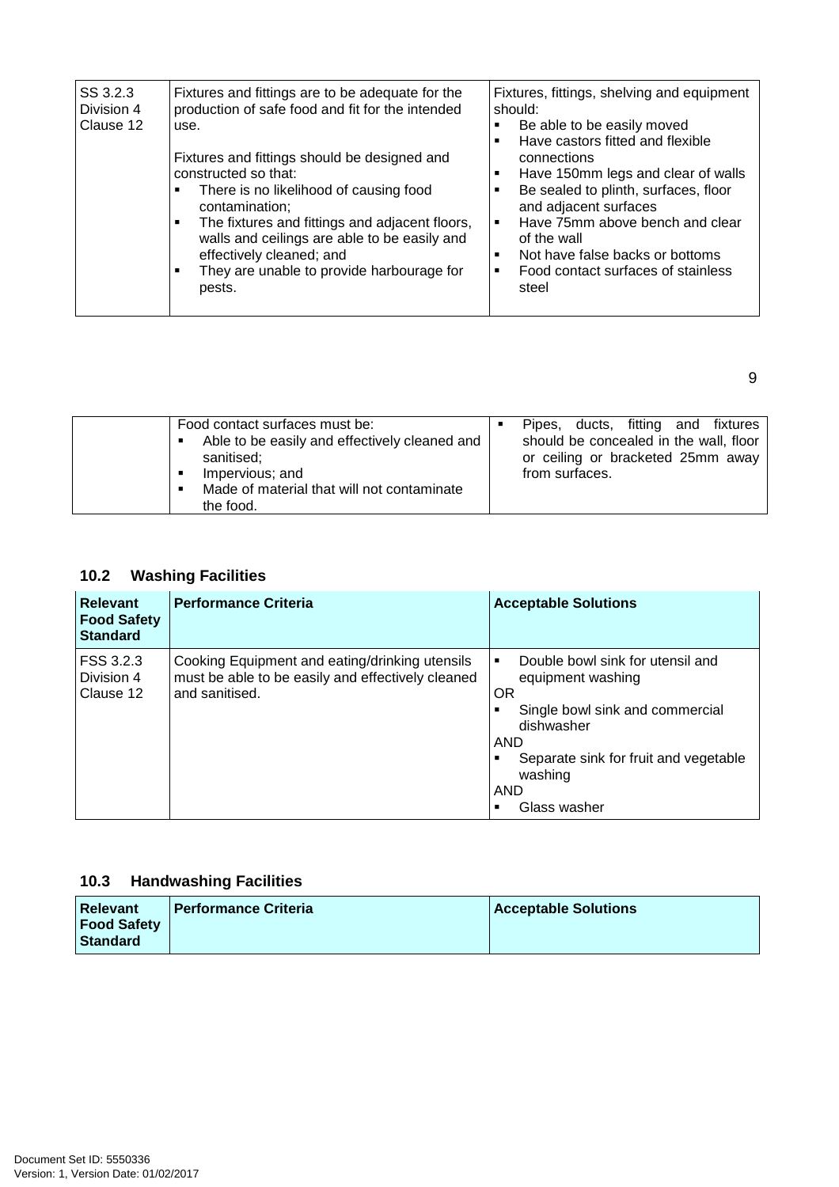| SS 3.2.3 Division 4 Clause 12 | Fixtures and fittings are to be adequate for the production of safe food and fit for the intended use.<br><br>Fixtures and fittings should be designed and constructed so that:<br>▪ There is no likelihood of causing food contamination;<br>▪ The fixtures and fittings and adjacent floors, walls and ceilings are able to be easily and effectively cleaned; and<br>▪ They are unable to provide harbourage for pests.<br><br>Food contact surfaces must be:<br>▪ Able to be easily and effectively cleaned and sanitised;<br>▪ Impervious; and<br>▪ Made of material that will not contaminate the food. | Fixtures, fittings, shelving and equipment should:<br>▪ Be able to be easily moved<br>▪ Have castors fitted and flexible connections<br>▪ Have 150mm legs and clear of walls<br>▪ Be sealed to plinth, surfaces, floor and adjacent surfaces<br>▪ Have 75mm above bench and clear of the wall<br>▪ Not have false backs or bottoms<br>▪ Food contact surfaces of stainless steel<br>▪ Pipes, ducts, fitting and fixtures should be concealed in the wall, floor or ceiling or bracketed 25mm away from surfaces. |
|---|---|---|

## 10.2 Washing Facilities

| Relevant Food Safety Standard | Performance Criteria | Acceptable Solutions |
|---|---|---|
| FSS 3.2.3 Division 4 Clause 12 | Cooking Equipment and eating/drinking utensils must be able to be easily and effectively cleaned and sanitised. | ▪ Double bowl sink for utensil and equipment washing<br>OR<br>▪ Single bowl sink and commercial dishwasher<br>AND<br>▪ Separate sink for fruit and vegetable washing<br>AND<br>▪ Glass washer |

## 10.3 Handwashing Facilities

| Relevant Food Safety Standard | Performance Criteria | Acceptable Solutions |
|---|---|---|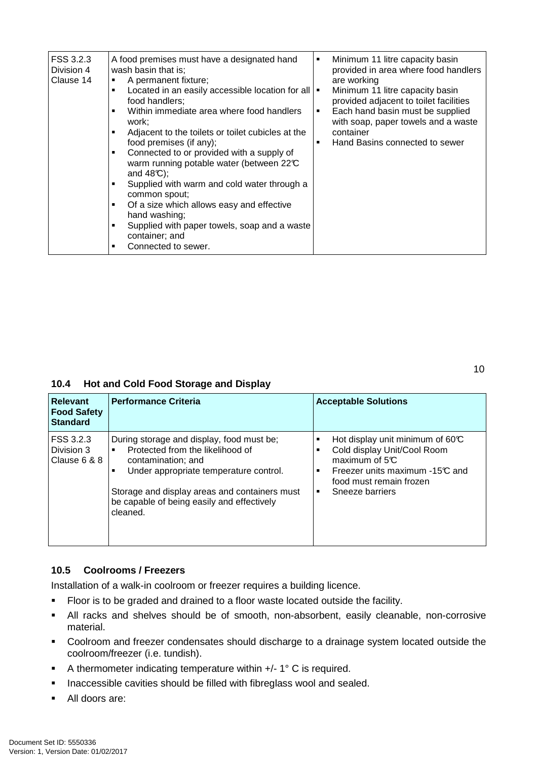| | | |
|---|---|---|
| FSS 3.2.3 Division 4 Clause 14 | A food premises must have a designated hand wash basin that is;<br>▪ A permanent fixture;<br>▪ Located in an easily accessible location for all food handlers;<br>▪ Within immediate area where food handlers work;<br>▪ Adjacent to the toilets or toilet cubicles at the food premises (if any);<br>▪ Connected to or provided with a supply of warm running potable water (between 22℃ and 48℃);<br>▪ Supplied with warm and cold water through a common spout;<br>▪ Of a size which allows easy and effective hand washing;<br>▪ Supplied with paper towels, soap and a waste container; and<br>▪ Connected to sewer. | ▪ Minimum 11 litre capacity basin provided in area where food handlers are working<br>▪ Minimum 11 litre capacity basin provided adjacent to toilet facilities<br>▪ Each hand basin must be supplied with soap, paper towels and a waste container<br>▪ Hand Basins connected to sewer |

### 10.4 Hot and Cold Food Storage and Display

| Relevant Food Safety Standard | Performance Criteria | Acceptable Solutions |
|---|---|---|
| FSS 3.2.3 Division 3 Clause 6 & 8 | During storage and display, food must be;<br>▪ Protected from the likelihood of contamination; and<br>▪ Under appropriate temperature control.<br><br>Storage and display areas and containers must be capable of being easily and effectively cleaned. | ▪ Hot display unit minimum of 60℃<br>▪ Cold display Unit/Cool Room maximum of 5℃<br>▪ Freezer units maximum -15℃ and food must remain frozen<br>▪ Sneeze barriers |

### 10.5 Coolrooms / Freezers

Installation of a walk-in coolroom or freezer requires a building licence.

- Floor is to be graded and drained to a floor waste located outside the facility.
- All racks and shelves should be of smooth, non-absorbent, easily cleanable, non-corrosive material.
- Coolroom and freezer condensates should discharge to a drainage system located outside the coolroom/freezer (i.e. tundish).
- A thermometer indicating temperature within +/- 1° C is required.
- Inaccessible cavities should be filled with fibreglass wool and sealed.
- All doors are: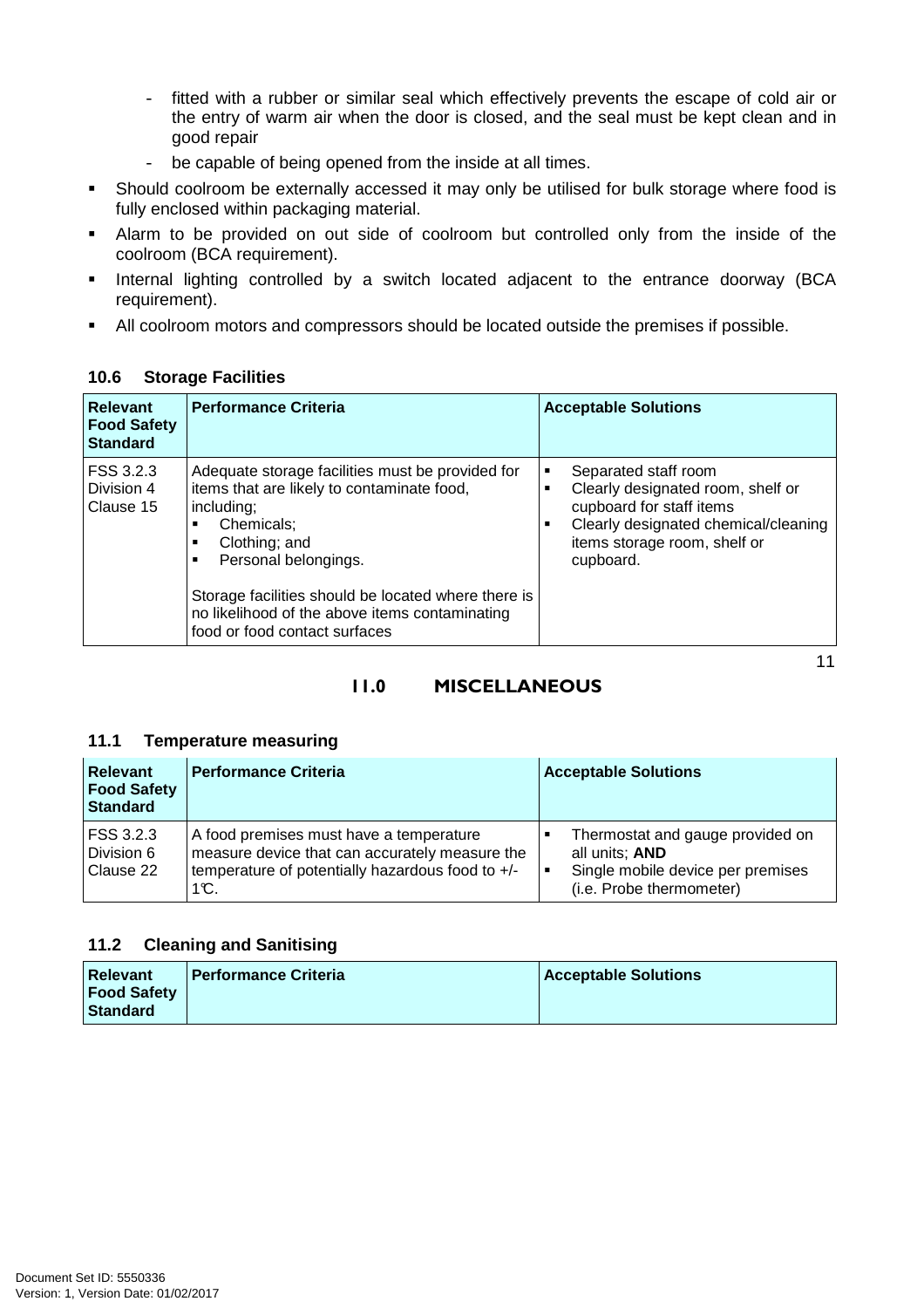- fitted with a rubber or similar seal which effectively prevents the escape of cold air or the entry of warm air when the door is closed, and the seal must be kept clean and in good repair
- be capable of being opened from the inside at all times.

- Should coolroom be externally accessed it may only be utilised for bulk storage where food is fully enclosed within packaging material.
- Alarm to be provided on out side of coolroom but controlled only from the inside of the coolroom (BCA requirement).
- Internal lighting controlled by a switch located adjacent to the entrance doorway (BCA requirement).
- All coolroom motors and compressors should be located outside the premises if possible.

### 10.6 Storage Facilities

| Relevant Food Safety Standard | Performance Criteria | Acceptable Solutions |
|---|---|---|
| FSS 3.2.3 Division 4 Clause 15 | Adequate storage facilities must be provided for items that are likely to contaminate food, including;<br>▪ Chemicals;<br>▪ Clothing; and<br>▪ Personal belongings.<br><br>Storage facilities should be located where there is no likelihood of the above items contaminating food or food contact surfaces | ▪ Separated staff room<br>▪ Clearly designated room, shelf or cupboard for staff items<br>▪ Clearly designated chemical/cleaning items storage room, shelf or cupboard. |

## 11.0 MISCELLANEOUS

### 11.1 Temperature measuring

| Relevant Food Safety Standard | Performance Criteria | Acceptable Solutions |
|---|---|---|
| FSS 3.2.3 Division 6 Clause 22 | A food premises must have a temperature measure device that can accurately measure the temperature of potentially hazardous food to +/- 1℃. | ▪ Thermostat and gauge provided on all units; **AND**<br>▪ Single mobile device per premises (i.e. Probe thermometer) |

### 11.2 Cleaning and Sanitising

| Relevant Food Safety Standard | Performance Criteria | Acceptable Solutions |
|---|---|---|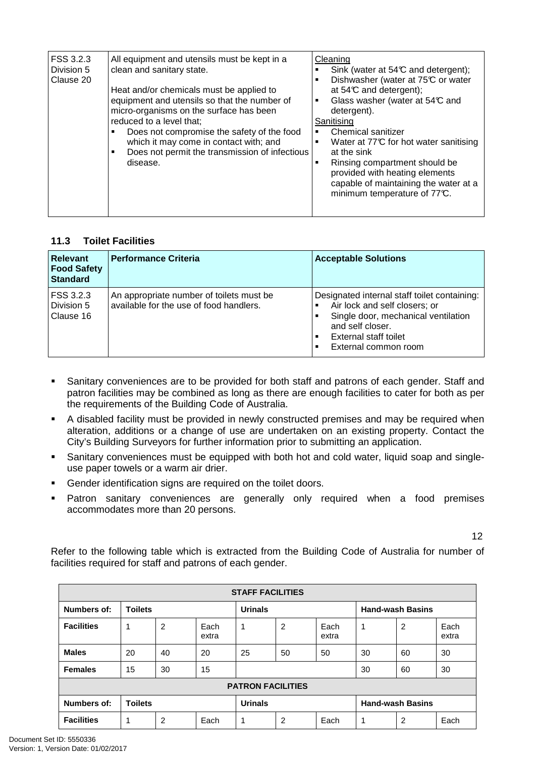| FSS 3.2.3 Division 5 Clause 20 | All equipment and utensils must be kept in a clean and sanitary state.<br><br>Heat and/or chemicals must be applied to equipment and utensils so that the number of micro-organisms on the surface has been reduced to a level that;<br>▪ Does not compromise the safety of the food which it may come in contact with; and<br>▪ Does not permit the transmission of infectious disease. | Cleaning<br>▪ Sink (water at 54℃ and detergent);<br>▪ Dishwasher (water at 75℃ or water at 54℃ and detergent);<br>▪ Glass washer (water at 54℃ and detergent).<br>Sanitising<br>▪ Chemical sanitizer<br>▪ Water at 77℃ for hot water sanitising at the sink<br>▪ Rinsing compartment should be provided with heating elements capable of maintaining the water at a minimum temperature of 77℃. |
|---|---|---|

### 11.3 Toilet Facilities

| Relevant Food Safety Standard | Performance Criteria | Acceptable Solutions |
|---|---|---|
| FSS 3.2.3 Division 5 Clause 16 | An appropriate number of toilets must be available for the use of food handlers. | Designated internal staff toilet containing:<br>▪ Air lock and self closers; or<br>▪ Single door, mechanical ventilation and self closer.<br>▪ External staff toilet<br>▪ External common room |

- Sanitary conveniences are to be provided for both staff and patrons of each gender. Staff and patron facilities may be combined as long as there are enough facilities to cater for both as per the requirements of the Building Code of Australia.
- A disabled facility must be provided in newly constructed premises and may be required when alteration, additions or a change of use are undertaken on an existing property. Contact the City's Building Surveyors for further information prior to submitting an application.
- Sanitary conveniences must be equipped with both hot and cold water, liquid soap and single-use paper towels or a warm air drier.
- Gender identification signs are required on the toilet doors.
- Patron sanitary conveniences are generally only required when a food premises accommodates more than 20 persons.

Refer to the following table which is extracted from the Building Code of Australia for number of facilities required for staff and patrons of each gender.

| STAFF FACILITIES | | | | | | | | | |
|---|---|---|---|---|---|---|---|---|---|
| **Numbers of:** | **Toilets** | | | **Urinals** | | | **Hand-wash Basins** | | |
| **Facilities** | 1 | 2 | Each extra | 1 | 2 | Each extra | 1 | 2 | Each extra |
| **Males** | 20 | 40 | 20 | 25 | 50 | 50 | 30 | 60 | 30 |
| **Females** | 15 | 30 | 15 | | | | 30 | 60 | 30 |
| **PATRON FACILITIES** | | | | | | | | | |
| **Numbers of:** | **Toilets** | | | **Urinals** | | | **Hand-wash Basins** | | |
| **Facilities** | 1 | 2 | Each | 1 | 2 | Each | 1 | 2 | Each |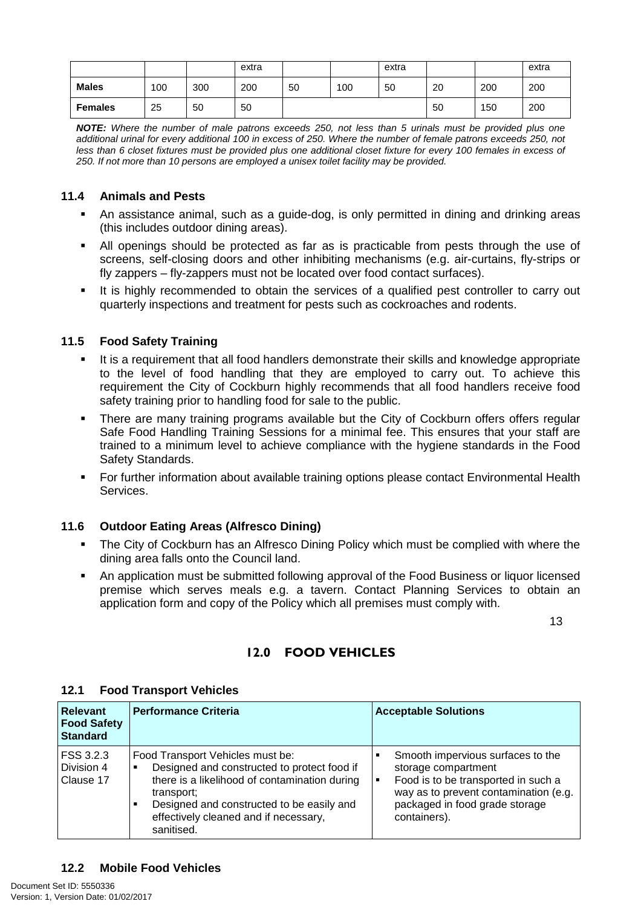| | | | extra | | | extra | | | extra |
|---|---|---|---|---|---|---|---|---|---|
| **Males** | 100 | 300 | 200 | 50 | 100 | 50 | 20 | 200 | 200 |
| **Females** | 25 | 50 | 50 | | | | 50 | 150 | 200 |

***NOTE:*** *Where the number of male patrons exceeds 250, not less than 5 urinals must be provided plus one additional urinal for every additional 100 in excess of 250. Where the number of female patrons exceeds 250, not less than 6 closet fixtures must be provided plus one additional closet fixture for every 100 females in excess of 250. If not more than 10 persons are employed a unisex toilet facility may be provided.*

### 11.4 Animals and Pests

- An assistance animal, such as a guide-dog, is only permitted in dining and drinking areas (this includes outdoor dining areas).
- All openings should be protected as far as is practicable from pests through the use of screens, self-closing doors and other inhibiting mechanisms (e.g. air-curtains, fly-strips or fly zappers – fly-zappers must not be located over food contact surfaces).
- It is highly recommended to obtain the services of a qualified pest controller to carry out quarterly inspections and treatment for pests such as cockroaches and rodents.

### 11.5 Food Safety Training

- It is a requirement that all food handlers demonstrate their skills and knowledge appropriate to the level of food handling that they are employed to carry out. To achieve this requirement the City of Cockburn highly recommends that all food handlers receive food safety training prior to handling food for sale to the public.
- There are many training programs available but the City of Cockburn offers offers regular Safe Food Handling Training Sessions for a minimal fee. This ensures that your staff are trained to a minimum level to achieve compliance with the hygiene standards in the Food Safety Standards.
- For further information about available training options please contact Environmental Health Services.

### 11.6 Outdoor Eating Areas (Alfresco Dining)

- The City of Cockburn has an Alfresco Dining Policy which must be complied with where the dining area falls onto the Council land.
- An application must be submitted following approval of the Food Business or liquor licensed premise which serves meals e.g. a tavern. Contact Planning Services to obtain an application form and copy of the Policy which all premises must comply with.

## 12.0 FOOD VEHICLES

### 12.1 Food Transport Vehicles

| Relevant Food Safety Standard | Performance Criteria | Acceptable Solutions |
|---|---|---|
| FSS 3.2.3 Division 4 Clause 17 | Food Transport Vehicles must be:<br>▪ Designed and constructed to protect food if there is a likelihood of contamination during transport;<br>▪ Designed and constructed to be easily and effectively cleaned and if necessary, sanitised. | ▪ Smooth impervious surfaces to the storage compartment<br>▪ Food is to be transported in such a way as to prevent contamination (e.g. packaged in food grade storage containers). |

### 12.2 Mobile Food Vehicles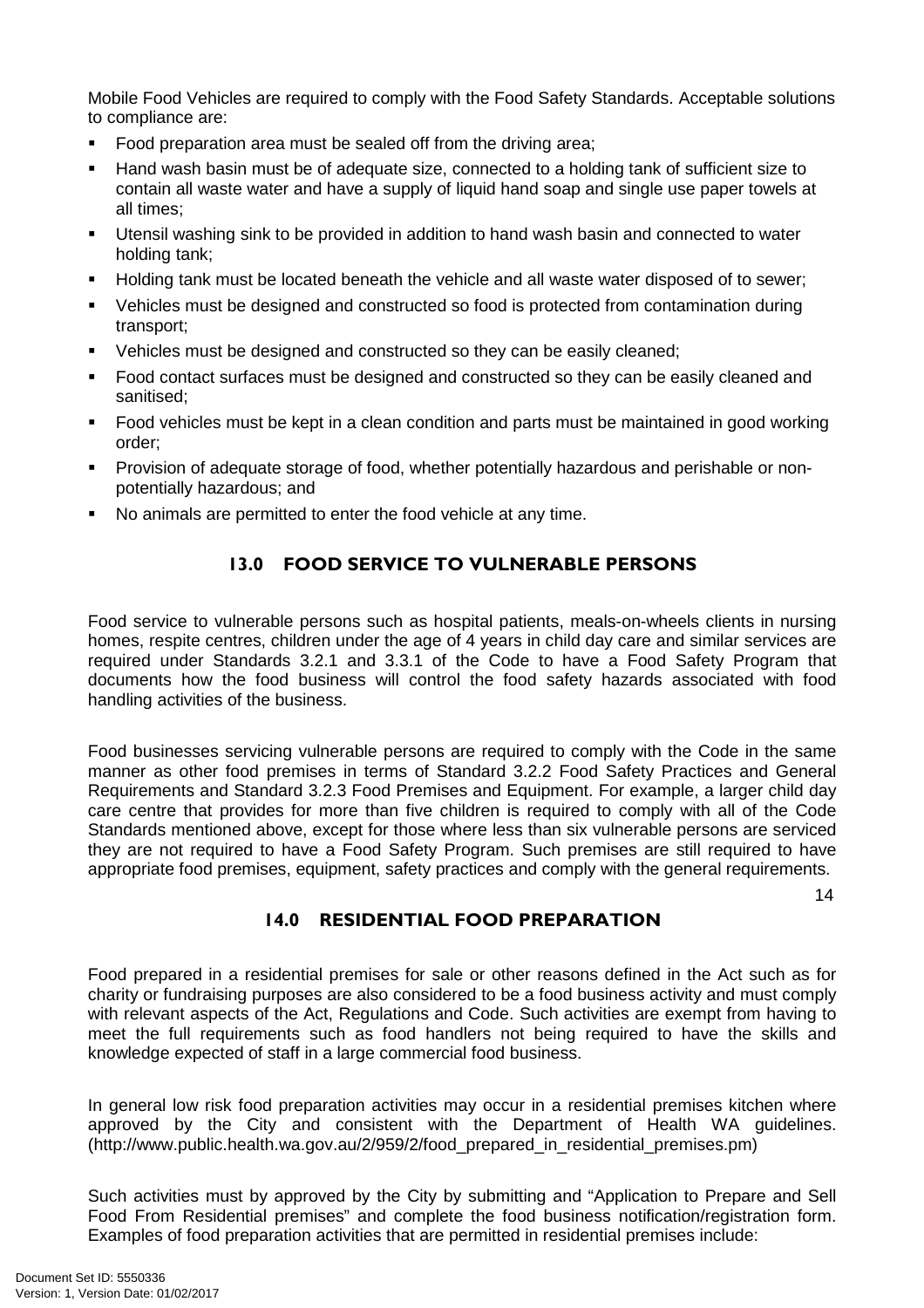Mobile Food Vehicles are required to comply with the Food Safety Standards. Acceptable solutions to compliance are:

- Food preparation area must be sealed off from the driving area;
- Hand wash basin must be of adequate size, connected to a holding tank of sufficient size to contain all waste water and have a supply of liquid hand soap and single use paper towels at all times;
- Utensil washing sink to be provided in addition to hand wash basin and connected to water holding tank;
- Holding tank must be located beneath the vehicle and all waste water disposed of to sewer;
- Vehicles must be designed and constructed so food is protected from contamination during transport;
- Vehicles must be designed and constructed so they can be easily cleaned;
- Food contact surfaces must be designed and constructed so they can be easily cleaned and sanitised;
- Food vehicles must be kept in a clean condition and parts must be maintained in good working order;
- Provision of adequate storage of food, whether potentially hazardous and perishable or non-potentially hazardous; and
- No animals are permitted to enter the food vehicle at any time.

## 13.0 FOOD SERVICE TO VULNERABLE PERSONS

Food service to vulnerable persons such as hospital patients, meals-on-wheels clients in nursing homes, respite centres, children under the age of 4 years in child day care and similar services are required under Standards 3.2.1 and 3.3.1 of the Code to have a Food Safety Program that documents how the food business will control the food safety hazards associated with food handling activities of the business.

Food businesses servicing vulnerable persons are required to comply with the Code in the same manner as other food premises in terms of Standard 3.2.2 Food Safety Practices and General Requirements and Standard 3.2.3 Food Premises and Equipment. For example, a larger child day care centre that provides for more than five children is required to comply with all of the Code Standards mentioned above, except for those where less than six vulnerable persons are serviced they are not required to have a Food Safety Program. Such premises are still required to have appropriate food premises, equipment, safety practices and comply with the general requirements.

## 14.0 RESIDENTIAL FOOD PREPARATION

Food prepared in a residential premises for sale or other reasons defined in the Act such as for charity or fundraising purposes are also considered to be a food business activity and must comply with relevant aspects of the Act, Regulations and Code. Such activities are exempt from having to meet the full requirements such as food handlers not being required to have the skills and knowledge expected of staff in a large commercial food business.

In general low risk food preparation activities may occur in a residential premises kitchen where approved by the City and consistent with the Department of Health WA guidelines. (http://www.public.health.wa.gov.au/2/959/2/food_prepared_in_residential_premises.pm)

Such activities must by approved by the City by submitting and "Application to Prepare and Sell Food From Residential premises" and complete the food business notification/registration form. Examples of food preparation activities that are permitted in residential premises include: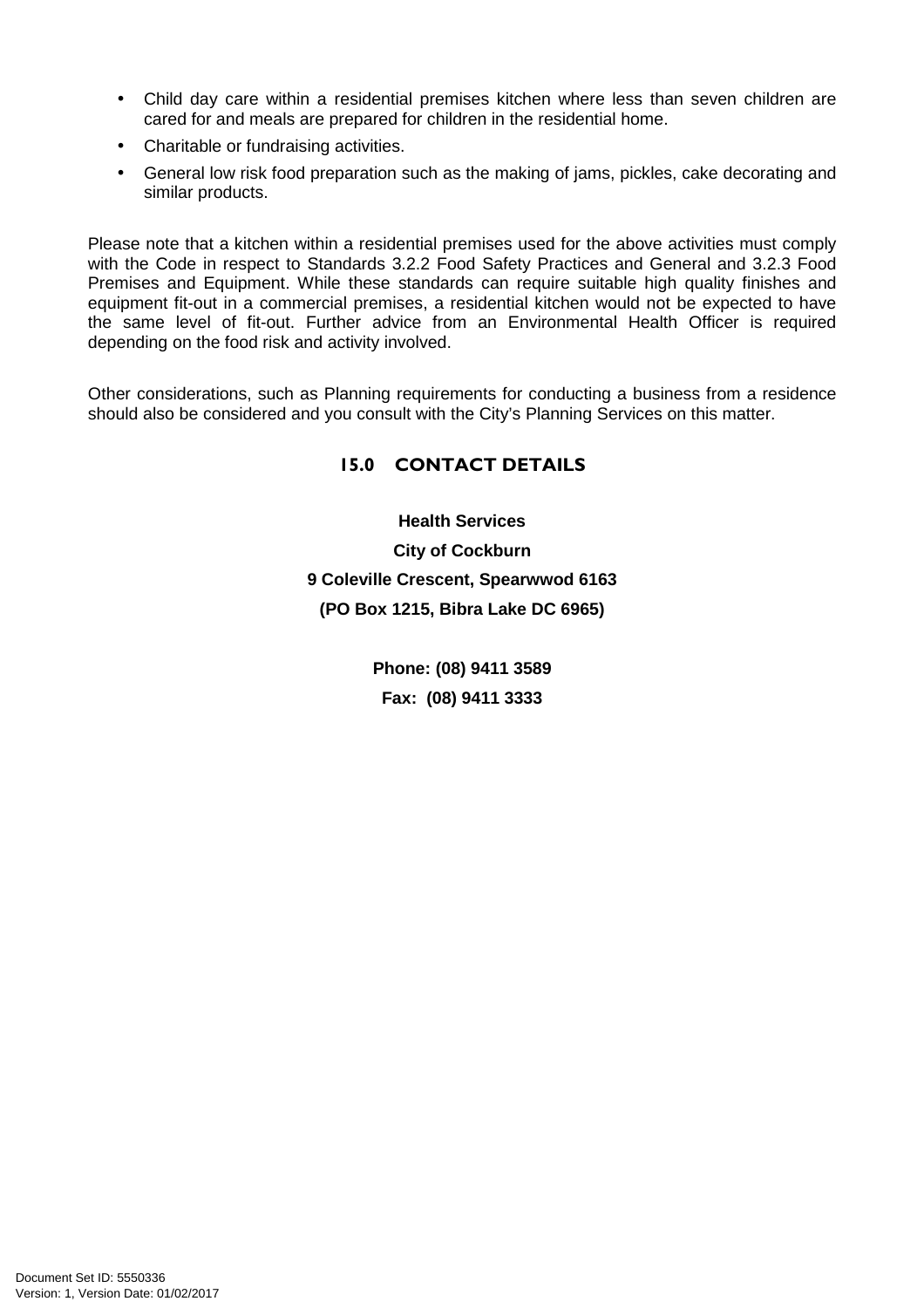- Child day care within a residential premises kitchen where less than seven children are cared for and meals are prepared for children in the residential home.
- Charitable or fundraising activities.
- General low risk food preparation such as the making of jams, pickles, cake decorating and similar products.

Please note that a kitchen within a residential premises used for the above activities must comply with the Code in respect to Standards 3.2.2 Food Safety Practices and General and 3.2.3 Food Premises and Equipment. While these standards can require suitable high quality finishes and equipment fit-out in a commercial premises, a residential kitchen would not be expected to have the same level of fit-out. Further advice from an Environmental Health Officer is required depending on the food risk and activity involved.

Other considerations, such as Planning requirements for conducting a business from a residence should also be considered and you consult with the City's Planning Services on this matter.

## 15.0 CONTACT DETAILS

**Health Services**

**City of Cockburn**

**9 Coleville Crescent, Spearwwod 6163**

**(PO Box 1215, Bibra Lake DC 6965)**

**Phone: (08) 9411 3589**

**Fax: (08) 9411 3333**

Document Set ID: 5550336
Version: 1, Version Date: 01/02/2017